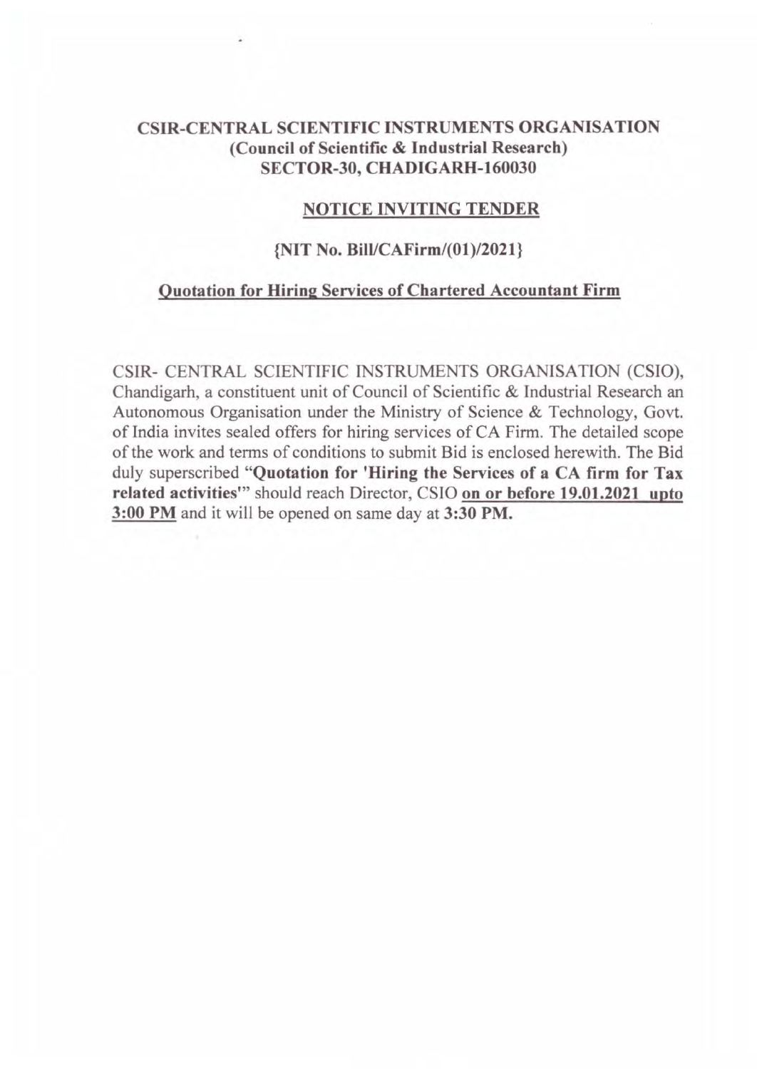# CSIR-CENTRAL SCIENTIFIC INSTRUMENTS ORGANISATION
## (Council of Scientific & Industrial Research)
## SECTOR-30, CHADIGARH-160030

### NOTICE INVITING TENDER

### {NIT No. Bill/CAFirm/(01)/2021}

### Quotation for Hiring Services of Chartered Accountant Firm

CSIR- CENTRAL SCIENTIFIC INSTRUMENTS ORGANISATION (CSIO), Chandigarh, a constituent unit of Council of Scientific & Industrial Research an Autonomous Organisation under the Ministry of Science & Technology, Govt. of India invites sealed offers for hiring services of CA Firm. The detailed scope of the work and terms of conditions to submit Bid is enclosed herewith. The Bid duly superscribed "**Quotation for 'Hiring the Services of a CA firm for Tax related activities'**" should reach Director, CSIO **on or before 19.01.2021 upto 3:00 PM** and it will be opened on same day at **3:30 PM.**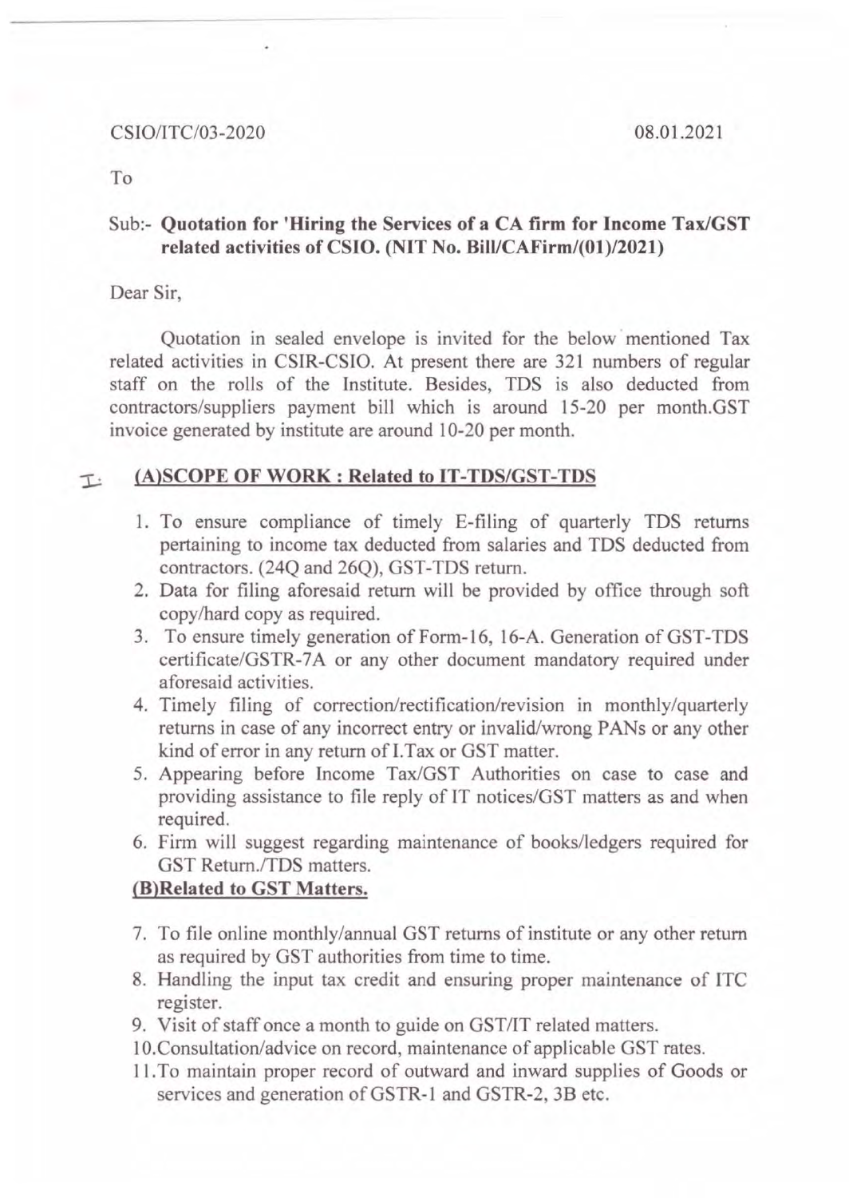CSIO/ITC/03-2020 08.01.2021

To

**Sub:- Quotation for 'Hiring the Services of a CA firm for Income Tax/GST related activities of CSIO. (NIT No. Bill/CAFirm/(01)/2021)**

Dear Sir,

Quotation in sealed envelope is invited for the below mentioned Tax related activities in CSIR-CSIO. At present there are 321 numbers of regular staff on the rolls of the Institute. Besides, TDS is also deducted from contractors/suppliers payment bill which is around 15-20 per month.GST invoice generated by institute are around 10-20 per month.

## I: (A)SCOPE OF WORK : Related to IT-TDS/GST-TDS

1. To ensure compliance of timely E-filing of quarterly TDS returns pertaining to income tax deducted from salaries and TDS deducted from contractors. (24Q and 26Q), GST-TDS return.
2. Data for filing aforesaid return will be provided by office through soft copy/hard copy as required.
3. To ensure timely generation of Form-16, 16-A. Generation of GST-TDS certificate/GSTR-7A or any other document mandatory required under aforesaid activities.
4. Timely filing of correction/rectification/revision in monthly/quarterly returns in case of any incorrect entry or invalid/wrong PANs or any other kind of error in any return of I.Tax or GST matter.
5. Appearing before Income Tax/GST Authorities on case to case and providing assistance to file reply of IT notices/GST matters as and when required.
6. Firm will suggest regarding maintenance of books/ledgers required for GST Return./TDS matters.

### (B)Related to GST Matters.

7. To file online monthly/annual GST returns of institute or any other return as required by GST authorities from time to time.
8. Handling the input tax credit and ensuring proper maintenance of ITC register.
9. Visit of staff once a month to guide on GST/IT related matters.
10. Consultation/advice on record, maintenance of applicable GST rates.
11. To maintain proper record of outward and inward supplies of Goods or services and generation of GSTR-1 and GSTR-2, 3B etc.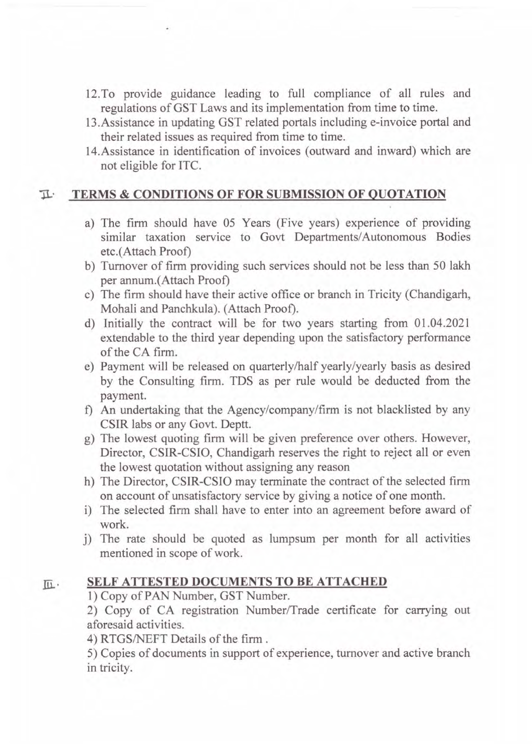12. To provide guidance leading to full compliance of all rules and regulations of GST Laws and its implementation from time to time.
13. Assistance in updating GST related portals including e-invoice portal and their related issues as required from time to time.
14. Assistance in identification of invoices (outward and inward) which are not eligible for ITC.

## II. TERMS & CONDITIONS OF FOR SUBMISSION OF QUOTATION

a) The firm should have 05 Years (Five years) experience of providing similar taxation service to Govt Departments/Autonomous Bodies etc.(Attach Proof)

b) Turnover of firm providing such services should not be less than 50 lakh per annum.(Attach Proof)

c) The firm should have their active office or branch in Tricity (Chandigarh, Mohali and Panchkula). (Attach Proof).

d) Initially the contract will be for two years starting from 01.04.2021 extendable to the third year depending upon the satisfactory performance of the CA firm.

e) Payment will be released on quarterly/half yearly/yearly basis as desired by the Consulting firm. TDS as per rule would be deducted from the payment.

f) An undertaking that the Agency/company/firm is not blacklisted by any CSIR labs or any Govt. Deptt.

g) The lowest quoting firm will be given preference over others. However, Director, CSIR-CSIO, Chandigarh reserves the right to reject all or even the lowest quotation without assigning any reason

h) The Director, CSIR-CSIO may terminate the contract of the selected firm on account of unsatisfactory service by giving a notice of one month.

i) The selected firm shall have to enter into an agreement before award of work.

j) The rate should be quoted as lumpsum per month for all activities mentioned in scope of work.

## III. SELF ATTESTED DOCUMENTS TO BE ATTACHED

1) Copy of PAN Number, GST Number.

2) Copy of CA registration Number/Trade certificate for carrying out aforesaid activities.

4) RTGS/NEFT Details of the firm .

5) Copies of documents in support of experience, turnover and active branch in tricity.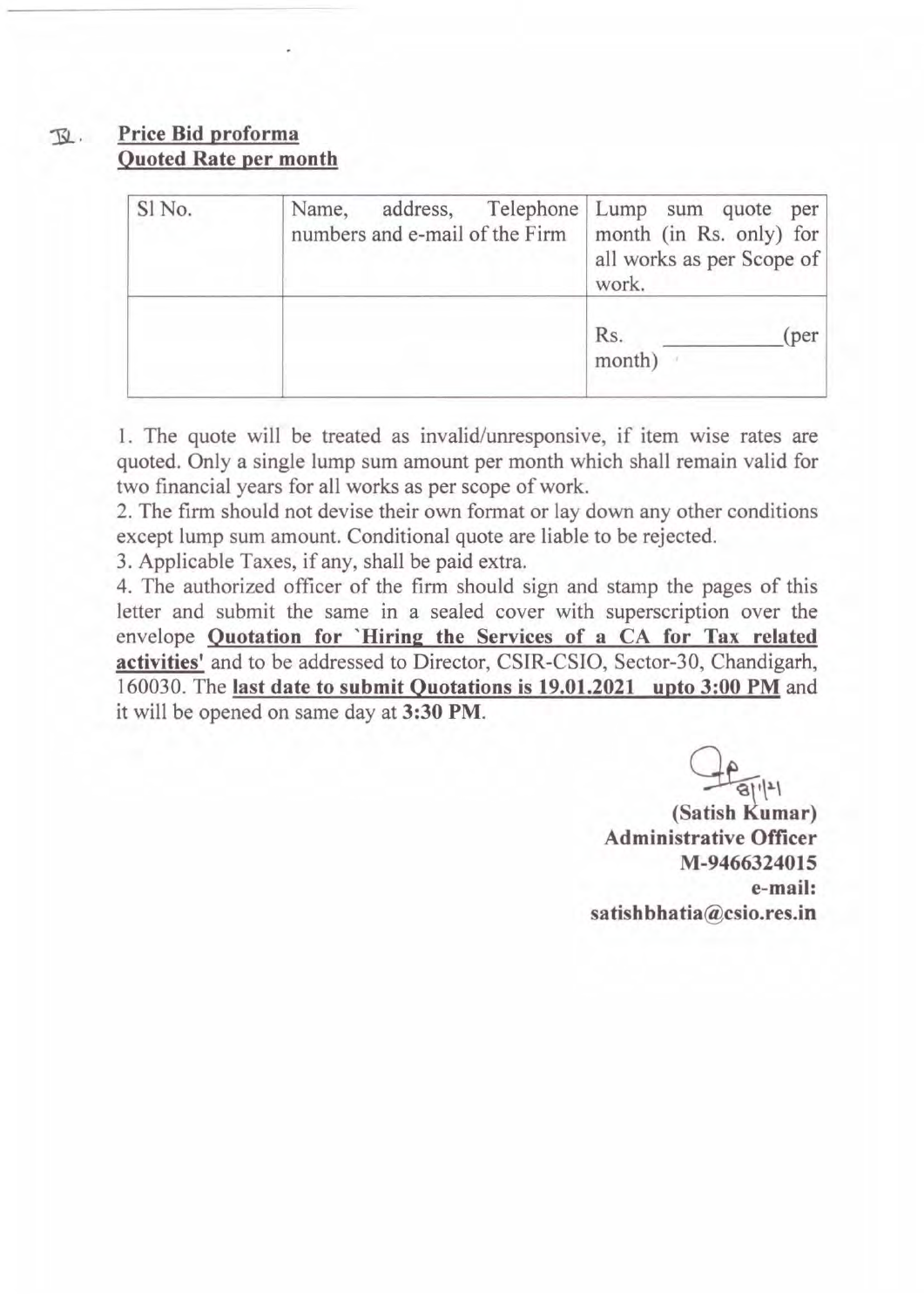IV. **Price Bid proforma**
**Quoted Rate per month**

| Sl No. | Name, address, Telephone numbers and e-mail of the Firm | Lump sum quote per month (in Rs. only) for all works as per Scope of work. |
|---|---|---|
| | | Rs. __________(per month) |

1. The quote will be treated as invalid/unresponsive, if item wise rates are quoted. Only a single lump sum amount per month which shall remain valid for two financial years for all works as per scope of work.
2. The firm should not devise their own format or lay down any other conditions except lump sum amount. Conditional quote are liable to be rejected.
3. Applicable Taxes, if any, shall be paid extra.
4. The authorized officer of the firm should sign and stamp the pages of this letter and submit the same in a sealed cover with superscription over the envelope **Quotation for `Hiring the Services of a CA for Tax related activities'** and to be addressed to Director, CSIR-CSIO, Sector-30, Chandigarh, 160030. The **last date to submit Quotations is 19.01.2021 upto 3:00 PM** and it will be opened on same day at **3:30 PM**.

8/1/21

**(Satish Kumar)**
**Administrative Officer**
**M-9466324015**
**e-mail:**
**satishbhatia@csio.res.in**